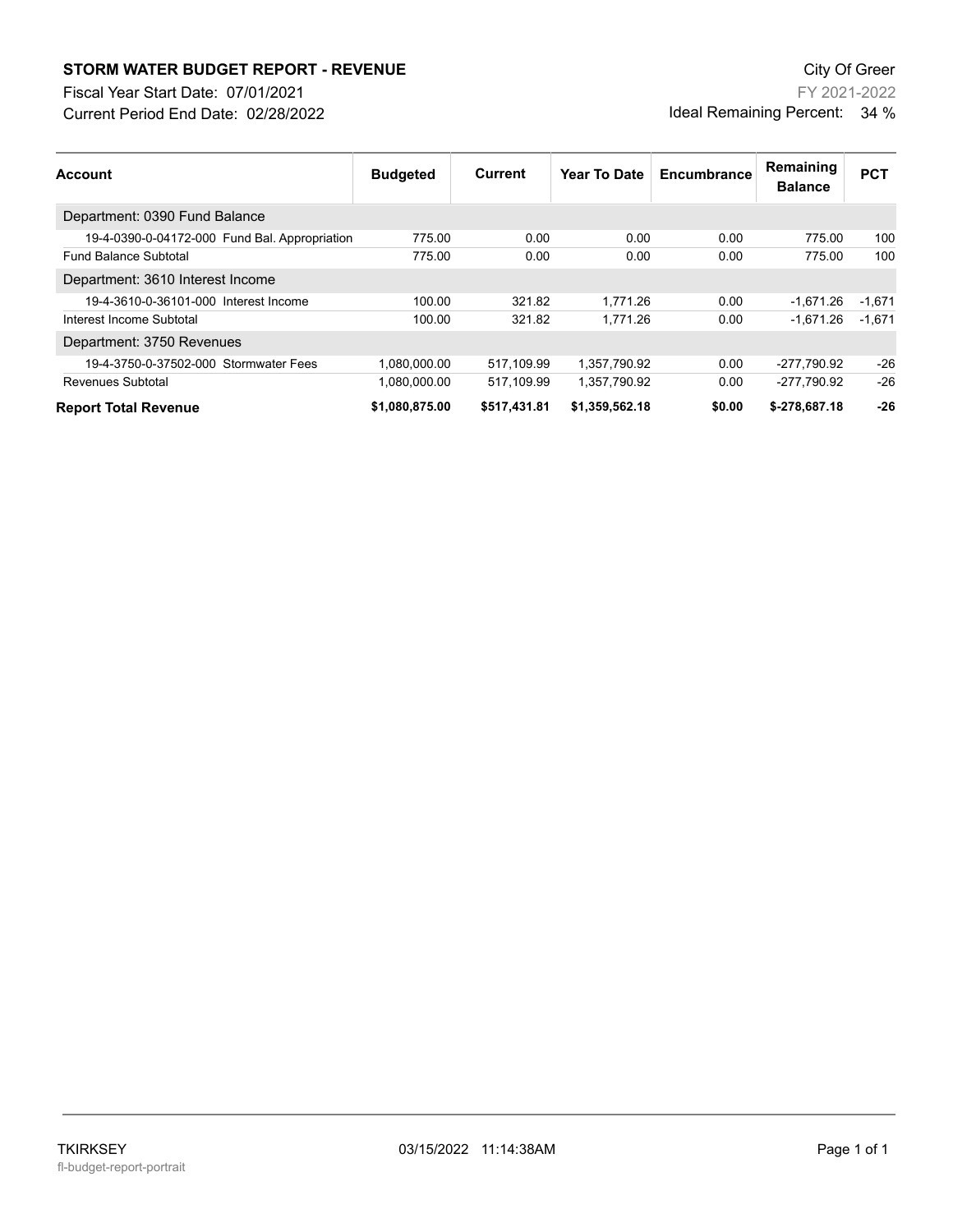# STORM WATER BUDGET REPORT - REVENUE

City Of Greer

Fiscal Year Start Date: 07/01/2021

FY 2021-2022

Current Period End Date: 02/28/2022

Ideal Remaining Percent: 34 %

| Account | Budgeted | Current | Year To Date | Encumbrance | Remaining Balance | PCT |
|---|---|---|---|---|---|---|
| Department: 0390 Fund Balance | | | | | | |
| 19-4-0390-0-04172-000 Fund Bal. Appropriation | 775.00 | 0.00 | 0.00 | 0.00 | 775.00 | 100 |
| Fund Balance Subtotal | 775.00 | 0.00 | 0.00 | 0.00 | 775.00 | 100 |
| Department: 3610 Interest Income | | | | | | |
| 19-4-3610-0-36101-000 Interest Income | 100.00 | 321.82 | 1,771.26 | 0.00 | -1,671.26 | -1,671 |
| Interest Income Subtotal | 100.00 | 321.82 | 1,771.26 | 0.00 | -1,671.26 | -1,671 |
| Department: 3750 Revenues | | | | | | |
| 19-4-3750-0-37502-000 Stormwater Fees | 1,080,000.00 | 517,109.99 | 1,357,790.92 | 0.00 | -277,790.92 | -26 |
| Revenues Subtotal | 1,080,000.00 | 517,109.99 | 1,357,790.92 | 0.00 | -277,790.92 | -26 |
| **Report Total Revenue** | **$1,080,875.00** | **$517,431.81** | **$1,359,562.18** | **$0.00** | **$-278,687.18** | **-26** |

TKIRKSEY 03/15/2022 11:14:38AM

fl-budget-report-portrait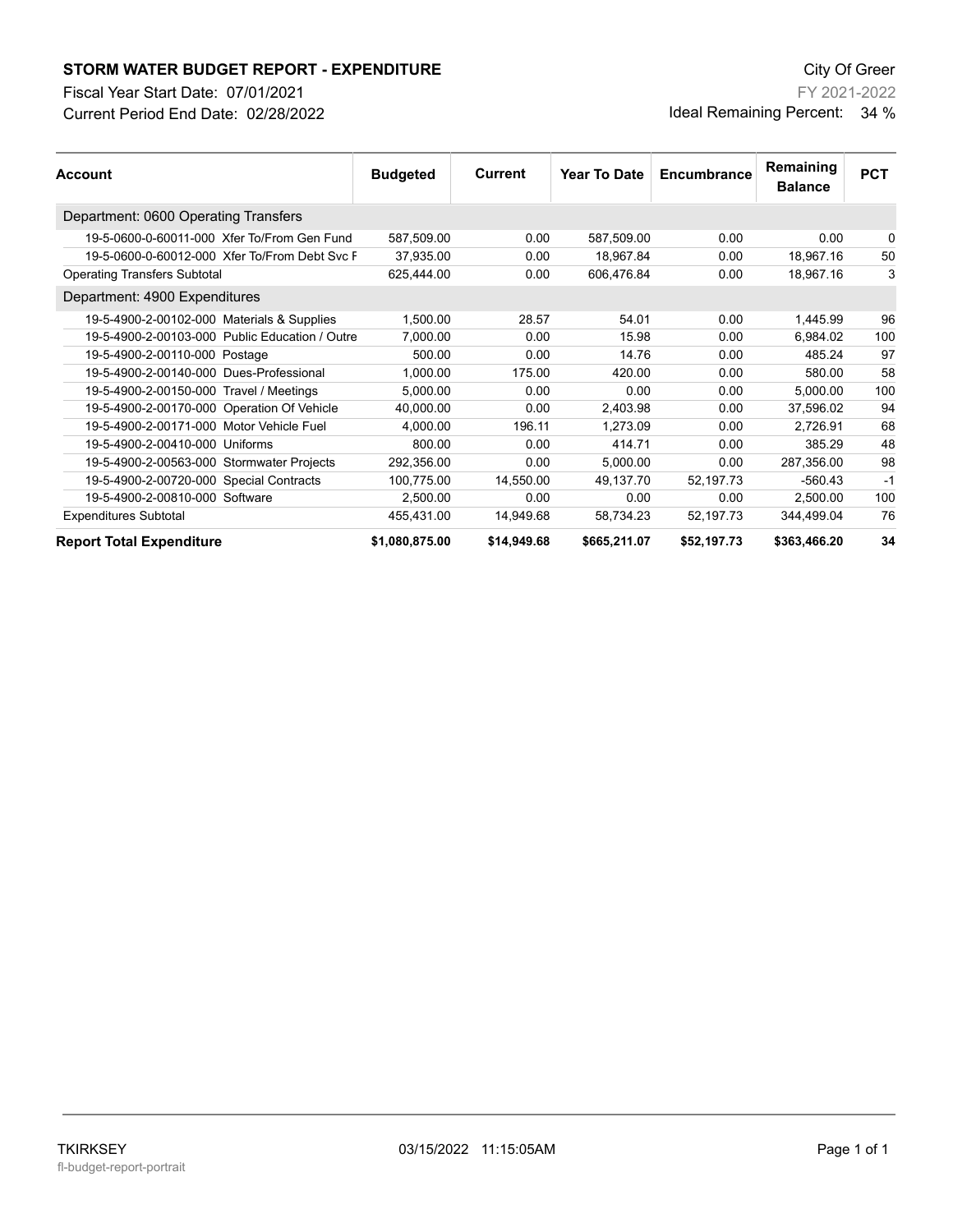**STORM WATER BUDGET REPORT - EXPENDITURE**

Fiscal Year Start Date: 07/01/2021

Current Period End Date: 02/28/2022

City Of Greer

FY 2021-2022

Ideal Remaining Percent: 34 %

| Account | Budgeted | Current | Year To Date | Encumbrance | Remaining Balance | PCT |
|---|---|---|---|---|---|---|
| Department: 0600 Operating Transfers | | | | | | |
| 19-5-0600-0-60011-000 Xfer To/From Gen Fund | 587,509.00 | 0.00 | 587,509.00 | 0.00 | 0.00 | 0 |
| 19-5-0600-0-60012-000 Xfer To/From Debt Svc F | 37,935.00 | 0.00 | 18,967.84 | 0.00 | 18,967.16 | 50 |
| Operating Transfers Subtotal | 625,444.00 | 0.00 | 606,476.84 | 0.00 | 18,967.16 | 3 |
| Department: 4900 Expenditures | | | | | | |
| 19-5-4900-2-00102-000 Materials & Supplies | 1,500.00 | 28.57 | 54.01 | 0.00 | 1,445.99 | 96 |
| 19-5-4900-2-00103-000 Public Education / Outre | 7,000.00 | 0.00 | 15.98 | 0.00 | 6,984.02 | 100 |
| 19-5-4900-2-00110-000 Postage | 500.00 | 0.00 | 14.76 | 0.00 | 485.24 | 97 |
| 19-5-4900-2-00140-000 Dues-Professional | 1,000.00 | 175.00 | 420.00 | 0.00 | 580.00 | 58 |
| 19-5-4900-2-00150-000 Travel / Meetings | 5,000.00 | 0.00 | 0.00 | 0.00 | 5,000.00 | 100 |
| 19-5-4900-2-00170-000 Operation Of Vehicle | 40,000.00 | 0.00 | 2,403.98 | 0.00 | 37,596.02 | 94 |
| 19-5-4900-2-00171-000 Motor Vehicle Fuel | 4,000.00 | 196.11 | 1,273.09 | 0.00 | 2,726.91 | 68 |
| 19-5-4900-2-00410-000 Uniforms | 800.00 | 0.00 | 414.71 | 0.00 | 385.29 | 48 |
| 19-5-4900-2-00563-000 Stormwater Projects | 292,356.00 | 0.00 | 5,000.00 | 0.00 | 287,356.00 | 98 |
| 19-5-4900-2-00720-000 Special Contracts | 100,775.00 | 14,550.00 | 49,137.70 | 52,197.73 | -560.43 | -1 |
| 19-5-4900-2-00810-000 Software | 2,500.00 | 0.00 | 0.00 | 0.00 | 2,500.00 | 100 |
| Expenditures Subtotal | 455,431.00 | 14,949.68 | 58,734.23 | 52,197.73 | 344,499.04 | 76 |
| **Report Total Expenditure** | **$1,080,875.00** | **$14,949.68** | **$665,211.07** | **$52,197.73** | **$363,466.20** | **34** |

TKIRKSEY

fl-budget-report-portrait

03/15/2022 11:15:05AM